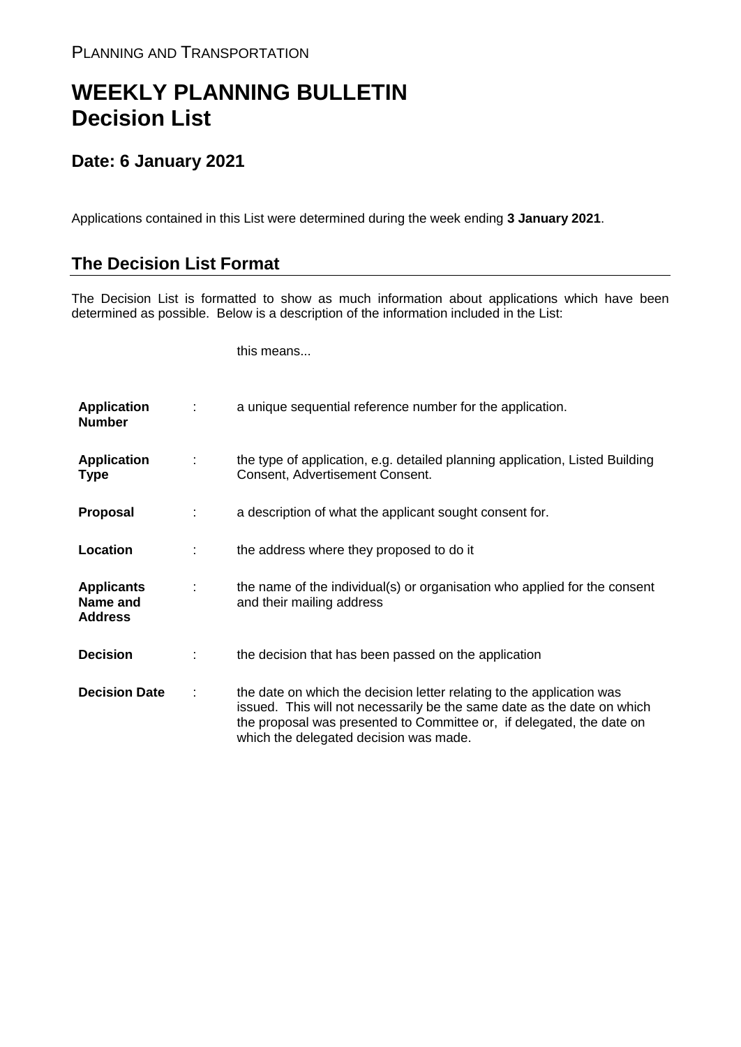PLANNING AND TRANSPORTATION

# WEEKLY PLANNING BULLETIN
# Decision List

## Date: 6 January 2021

Applications contained in this List were determined during the week ending **3 January 2021**.

## The Decision List Format

The Decision List is formatted to show as much information about applications which have been determined as possible. Below is a description of the information included in the List:

| | | this means... |
|---|---|---|
| **Application Number** | : | a unique sequential reference number for the application. |
| **Application Type** | : | the type of application, e.g. detailed planning application, Listed Building Consent, Advertisement Consent. |
| **Proposal** | : | a description of what the applicant sought consent for. |
| **Location** | : | the address where they proposed to do it |
| **Applicants Name and Address** | : | the name of the individual(s) or organisation who applied for the consent and their mailing address |
| **Decision** | : | the decision that has been passed on the application |
| **Decision Date** | : | the date on which the decision letter relating to the application was issued. This will not necessarily be the same date as the date on which the proposal was presented to Committee or, if delegated, the date on which the delegated decision was made. |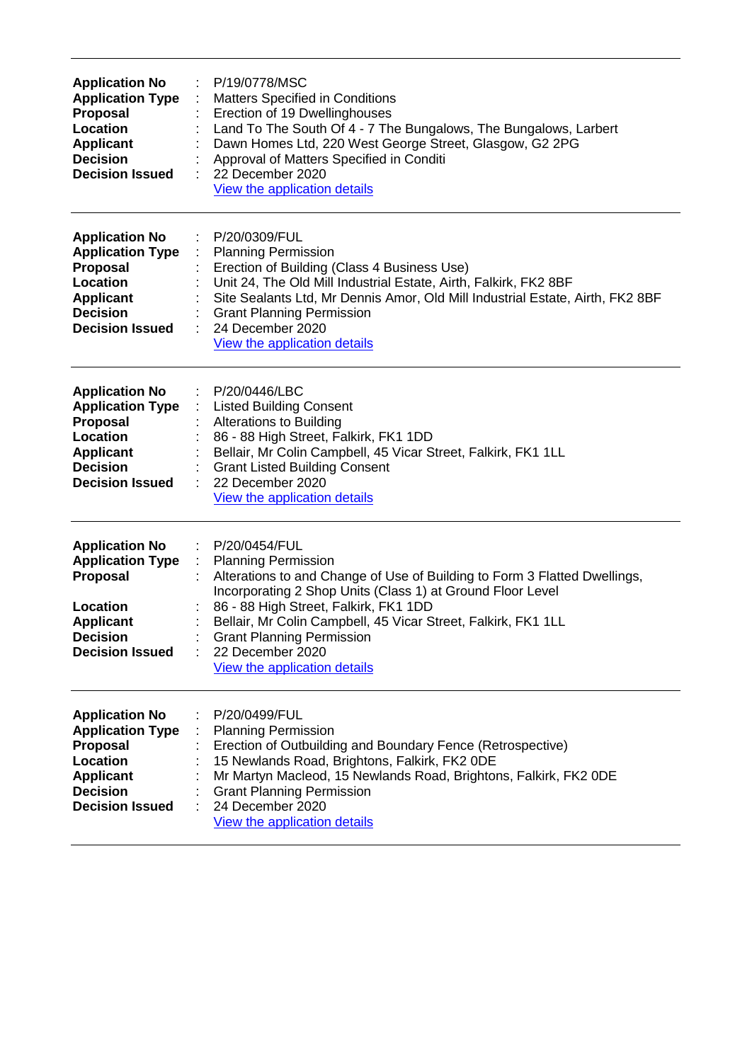---

**Application No** : P/19/0778/MSC
**Application Type** : Matters Specified in Conditions
**Proposal** : Erection of 19 Dwellinghouses
**Location** : Land To The South Of 4 - 7 The Bungalows, The Bungalows, Larbert
**Applicant** : Dawn Homes Ltd, 220 West George Street, Glasgow, G2 2PG
**Decision** : Approval of Matters Specified in Conditi
**Decision Issued** : 22 December 2020
View the application details

---

**Application No** : P/20/0309/FUL
**Application Type** : Planning Permission
**Proposal** : Erection of Building (Class 4 Business Use)
**Location** : Unit 24, The Old Mill Industrial Estate, Airth, Falkirk, FK2 8BF
**Applicant** : Site Sealants Ltd, Mr Dennis Amor, Old Mill Industrial Estate, Airth, FK2 8BF
**Decision** : Grant Planning Permission
**Decision Issued** : 24 December 2020
View the application details

---

**Application No** : P/20/0446/LBC
**Application Type** : Listed Building Consent
**Proposal** : Alterations to Building
**Location** : 86 - 88 High Street, Falkirk, FK1 1DD
**Applicant** : Bellair, Mr Colin Campbell, 45 Vicar Street, Falkirk, FK1 1LL
**Decision** : Grant Listed Building Consent
**Decision Issued** : 22 December 2020
View the application details

---

**Application No** : P/20/0454/FUL
**Application Type** : Planning Permission
**Proposal** : Alterations to and Change of Use of Building to Form 3 Flatted Dwellings, Incorporating 2 Shop Units (Class 1) at Ground Floor Level
**Location** : 86 - 88 High Street, Falkirk, FK1 1DD
**Applicant** : Bellair, Mr Colin Campbell, 45 Vicar Street, Falkirk, FK1 1LL
**Decision** : Grant Planning Permission
**Decision Issued** : 22 December 2020
View the application details

---

**Application No** : P/20/0499/FUL
**Application Type** : Planning Permission
**Proposal** : Erection of Outbuilding and Boundary Fence (Retrospective)
**Location** : 15 Newlands Road, Brightons, Falkirk, FK2 0DE
**Applicant** : Mr Martyn Macleod, 15 Newlands Road, Brightons, Falkirk, FK2 0DE
**Decision** : Grant Planning Permission
**Decision Issued** : 24 December 2020
View the application details

---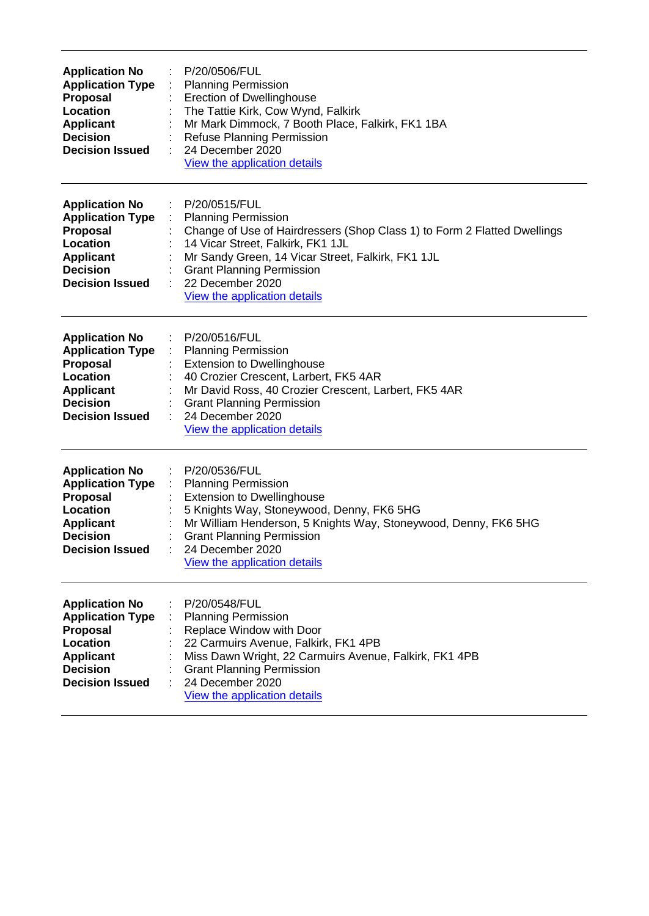---

**Application No** : P/20/0506/FUL
**Application Type** : Planning Permission
**Proposal** : Erection of Dwellinghouse
**Location** : The Tattie Kirk, Cow Wynd, Falkirk
**Applicant** : Mr Mark Dimmock, 7 Booth Place, Falkirk, FK1 1BA
**Decision** : Refuse Planning Permission
**Decision Issued** : 24 December 2020
View the application details

---

**Application No** : P/20/0515/FUL
**Application Type** : Planning Permission
**Proposal** : Change of Use of Hairdressers (Shop Class 1) to Form 2 Flatted Dwellings
**Location** : 14 Vicar Street, Falkirk, FK1 1JL
**Applicant** : Mr Sandy Green, 14 Vicar Street, Falkirk, FK1 1JL
**Decision** : Grant Planning Permission
**Decision Issued** : 22 December 2020
View the application details

---

**Application No** : P/20/0516/FUL
**Application Type** : Planning Permission
**Proposal** : Extension to Dwellinghouse
**Location** : 40 Crozier Crescent, Larbert, FK5 4AR
**Applicant** : Mr David Ross, 40 Crozier Crescent, Larbert, FK5 4AR
**Decision** : Grant Planning Permission
**Decision Issued** : 24 December 2020
View the application details

---

**Application No** : P/20/0536/FUL
**Application Type** : Planning Permission
**Proposal** : Extension to Dwellinghouse
**Location** : 5 Knights Way, Stoneywood, Denny, FK6 5HG
**Applicant** : Mr William Henderson, 5 Knights Way, Stoneywood, Denny, FK6 5HG
**Decision** : Grant Planning Permission
**Decision Issued** : 24 December 2020
View the application details

---

**Application No** : P/20/0548/FUL
**Application Type** : Planning Permission
**Proposal** : Replace Window with Door
**Location** : 22 Carmuirs Avenue, Falkirk, FK1 4PB
**Applicant** : Miss Dawn Wright, 22 Carmuirs Avenue, Falkirk, FK1 4PB
**Decision** : Grant Planning Permission
**Decision Issued** : 24 December 2020
View the application details

---